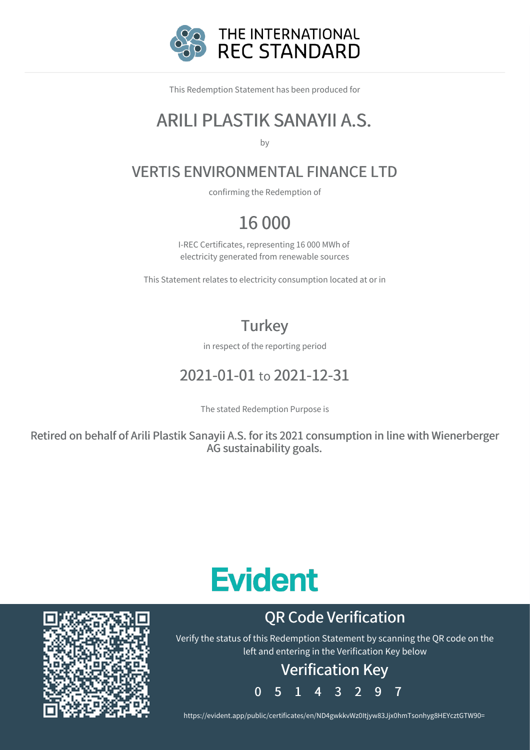# THE INTERNATIONAL REC STANDARD

This Redemption Statement has been produced for

## ARILI PLASTIK SANAYII A.S.

by

## VERTIS ENVIRONMENTAL FINANCE LTD

confirming the Redemption of

## 16 000

I-REC Certificates, representing 16 000 MWh of electricity generated from renewable sources

This Statement relates to electricity consumption located at or in

## Turkey

in respect of the reporting period

## 2021-01-01 to 2021-12-31

The stated Redemption Purpose is

**Retired on behalf of Arili Plastik Sanayii A.S. for its 2021 consumption in line with Wienerberger AG sustainability goals.**

**Evident**

## QR Code Verification

Verify the status of this Redemption Statement by scanning the QR code on the left and entering in the Verification Key below

### Verification Key

0 5 1 4 3 2 9 7

https://evident.app/public/certificates/en/ND4gwkkvWz0Itjyw83Jjx0hmTsonhyg8HEYcztGTW90=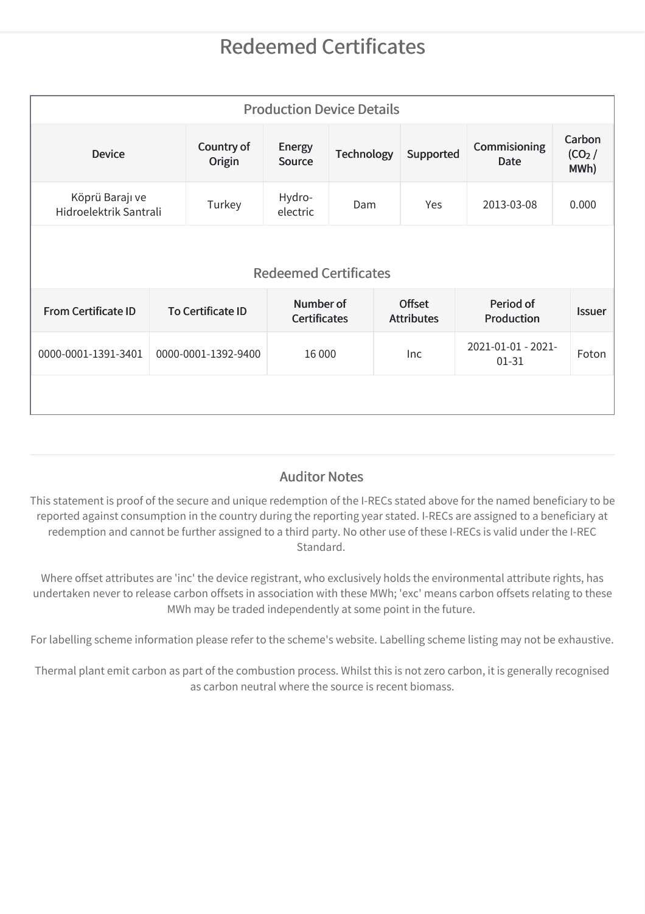# Redeemed Certificates

## Production Device Details

| Device | Country of Origin | Energy Source | Technology | Supported | Commisioning Date | Carbon ($CO_2$ / MWh) |
|---|---|---|---|---|---|---|
| Köprü Barajı ve Hidroelektrik Santrali | Turkey | Hydro-electric | Dam | Yes | 2013-03-08 | 0.000 |

## Redeemed Certificates

| From Certificate ID | To Certificate ID | Number of Certificates | Offset Attributes | Period of Production | Issuer |
|---|---|---|---|---|---|
| 0000-0001-1391-3401 | 0000-0001-1392-9400 | 16 000 | Inc | 2021-01-01 - 2021-01-31 | Foton |

## Auditor Notes

This statement is proof of the secure and unique redemption of the I-RECs stated above for the named beneficiary to be reported against consumption in the country during the reporting year stated. I-RECs are assigned to a beneficiary at redemption and cannot be further assigned to a third party. No other use of these I-RECs is valid under the I-REC Standard.

Where offset attributes are 'inc' the device registrant, who exclusively holds the environmental attribute rights, has undertaken never to release carbon offsets in association with these MWh; 'exc' means carbon offsets relating to these MWh may be traded independently at some point in the future.

For labelling scheme information please refer to the scheme's website. Labelling scheme listing may not be exhaustive.

Thermal plant emit carbon as part of the combustion process. Whilst this is not zero carbon, it is generally recognised as carbon neutral where the source is recent biomass.